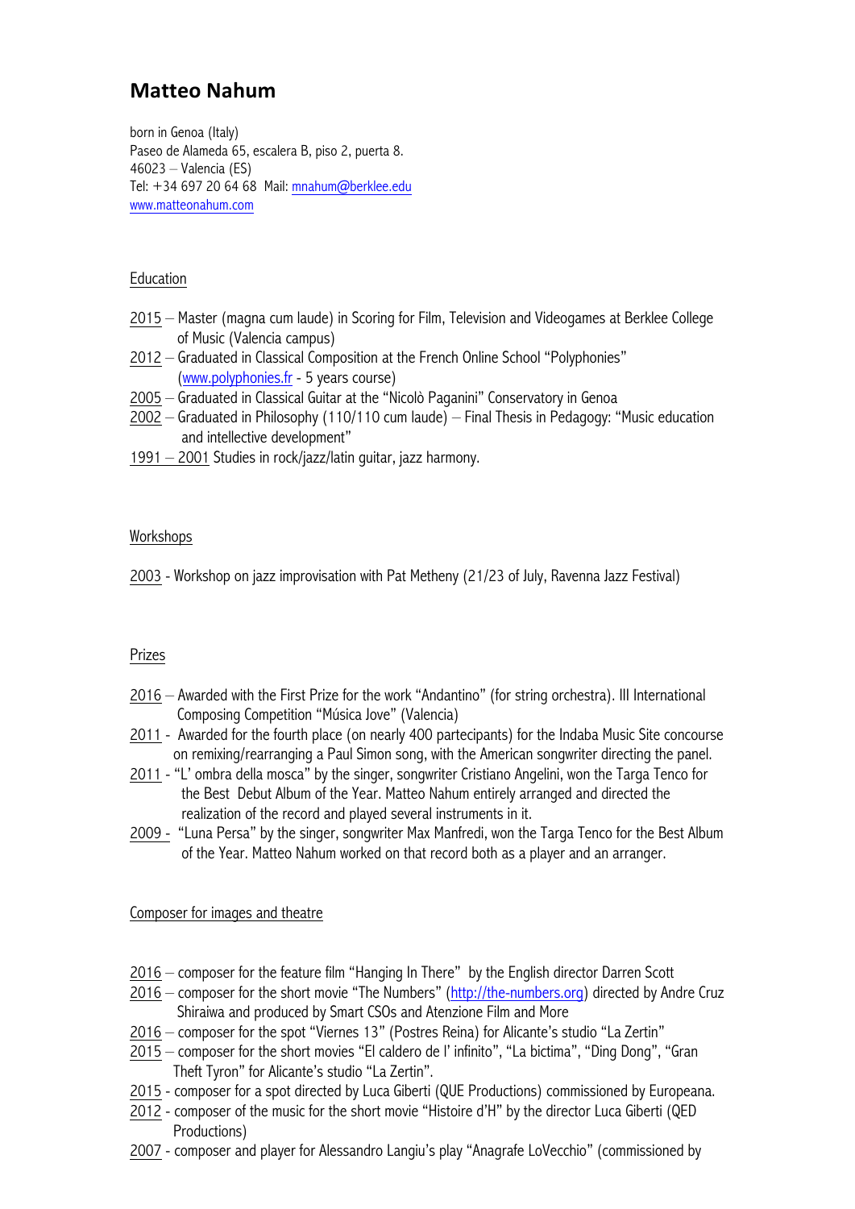# Matteo Nahum

born in Genoa (Italy)
Paseo de Alameda 65, escalera B, piso 2, puerta 8.
46023 – Valencia (ES)
Tel: +34 697 20 64 68 Mail: mnahum@berklee.edu
www.matteonahum.com

## Education

- 2015 – Master (magna cum laude) in Scoring for Film, Television and Videogames at Berklee College of Music (Valencia campus)
- 2012 – Graduated in Classical Composition at the French Online School "Polyphonies" (www.polyphonies.fr - 5 years course)
- 2005 – Graduated in Classical Guitar at the "Nicolò Paganini" Conservatory in Genoa
- 2002 – Graduated in Philosophy (110/110 cum laude) – Final Thesis in Pedagogy: "Music education and intellective development"
- 1991 – 2001 Studies in rock/jazz/latin guitar, jazz harmony.

## Workshops

2003 - Workshop on jazz improvisation with Pat Metheny (21/23 of July, Ravenna Jazz Festival)

## Prizes

- 2016 – Awarded with the First Prize for the work "Andantino" (for string orchestra). III International Composing Competition "Música Jove" (Valencia)
- 2011 - Awarded for the fourth place (on nearly 400 partecipants) for the Indaba Music Site concourse on remixing/rearranging a Paul Simon song, with the American songwriter directing the panel.
- 2011 - "L' ombra della mosca" by the singer, songwriter Cristiano Angelini, won the Targa Tenco for the Best Debut Album of the Year. Matteo Nahum entirely arranged and directed the realization of the record and played several instruments in it.
- 2009 - "Luna Persa" by the singer, songwriter Max Manfredi, won the Targa Tenco for the Best Album of the Year. Matteo Nahum worked on that record both as a player and an arranger.

## Composer for images and theatre

- 2016 – composer for the feature film "Hanging In There" by the English director Darren Scott
- 2016 – composer for the short movie "The Numbers" (http://the-numbers.org) directed by Andre Cruz Shiraiwa and produced by Smart CSOs and Atenzione Film and More
- 2016 – composer for the spot "Viernes 13" (Postres Reina) for Alicante's studio "La Zertin"
- 2015 – composer for the short movies "El caldero de l' infinito", "La bictima", "Ding Dong", "Gran Theft Tyron" for Alicante's studio "La Zertin".
- 2015 - composer for a spot directed by Luca Giberti (QUE Productions) commissioned by Europeana.
- 2012 - composer of the music for the short movie "Histoire d'H" by the director Luca Giberti (QED Productions)
- 2007 - composer and player for Alessandro Langiu's play "Anagrafe LoVecchio" (commissioned by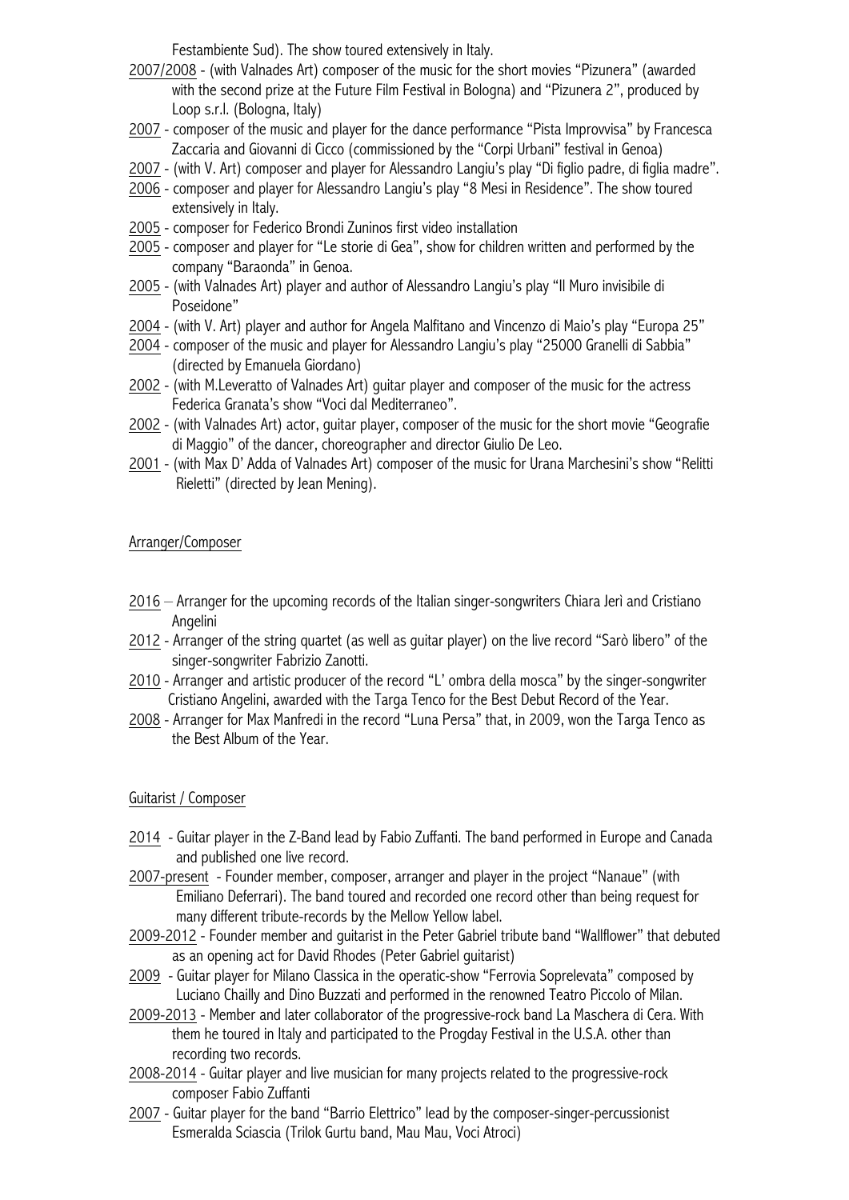Festambiente Sud). The show toured extensively in Italy.

2007/2008 - (with Valnades Art) composer of the music for the short movies "Pizunera" (awarded with the second prize at the Future Film Festival in Bologna) and "Pizunera 2", produced by Loop s.r.l. (Bologna, Italy)

2007 - composer of the music and player for the dance performance "Pista Improvvisa" by Francesca Zaccaria and Giovanni di Cicco (commissioned by the "Corpi Urbani" festival in Genoa)

2007 - (with V. Art) composer and player for Alessandro Langiu's play "Di figlio padre, di figlia madre".

2006 - composer and player for Alessandro Langiu's play "8 Mesi in Residence". The show toured extensively in Italy.

2005 - composer for Federico Brondi Zuninos first video installation

2005 - composer and player for "Le storie di Gea", show for children written and performed by the company "Baraonda" in Genoa.

2005 - (with Valnades Art) player and author of Alessandro Langiu's play "Il Muro invisibile di Poseidone"

2004 - (with V. Art) player and author for Angela Malfitano and Vincenzo di Maio's play "Europa 25"

2004 - composer of the music and player for Alessandro Langiu's play "25000 Granelli di Sabbia" (directed by Emanuela Giordano)

2002 - (with M.Leveratto of Valnades Art) guitar player and composer of the music for the actress Federica Granata's show "Voci dal Mediterraneo".

2002 - (with Valnades Art) actor, guitar player, composer of the music for the short movie "Geografie di Maggio" of the dancer, choreographer and director Giulio De Leo.

2001 - (with Max D' Adda of Valnades Art) composer of the music for Urana Marchesini's show "Relitti Rieletti" (directed by Jean Mening).

## Arranger/Composer

2016 – Arranger for the upcoming records of the Italian singer-songwriters Chiara Jerì and Cristiano Angelini

2012 - Arranger of the string quartet (as well as guitar player) on the live record "Sarò libero" of the singer-songwriter Fabrizio Zanotti.

2010 - Arranger and artistic producer of the record "L' ombra della mosca" by the singer-songwriter Cristiano Angelini, awarded with the Targa Tenco for the Best Debut Record of the Year.

2008 - Arranger for Max Manfredi in the record "Luna Persa" that, in 2009, won the Targa Tenco as the Best Album of the Year.

## Guitarist / Composer

2014 - Guitar player in the Z-Band lead by Fabio Zuffanti. The band performed in Europe and Canada and published one live record.

2007-present - Founder member, composer, arranger and player in the project "Nanaue" (with Emiliano Deferrari). The band toured and recorded one record other than being request for many different tribute-records by the Mellow Yellow label.

2009-2012 - Founder member and guitarist in the Peter Gabriel tribute band "Wallflower" that debuted as an opening act for David Rhodes (Peter Gabriel guitarist)

2009 - Guitar player for Milano Classica in the operatic-show "Ferrovia Soprelevata" composed by Luciano Chailly and Dino Buzzati and performed in the renowned Teatro Piccolo of Milan.

2009-2013 - Member and later collaborator of the progressive-rock band La Maschera di Cera. With them he toured in Italy and participated to the Progday Festival in the U.S.A. other than recording two records.

2008-2014 - Guitar player and live musician for many projects related to the progressive-rock composer Fabio Zuffanti

2007 - Guitar player for the band "Barrio Elettrico" lead by the composer-singer-percussionist Esmeralda Sciascia (Trilok Gurtu band, Mau Mau, Voci Atroci)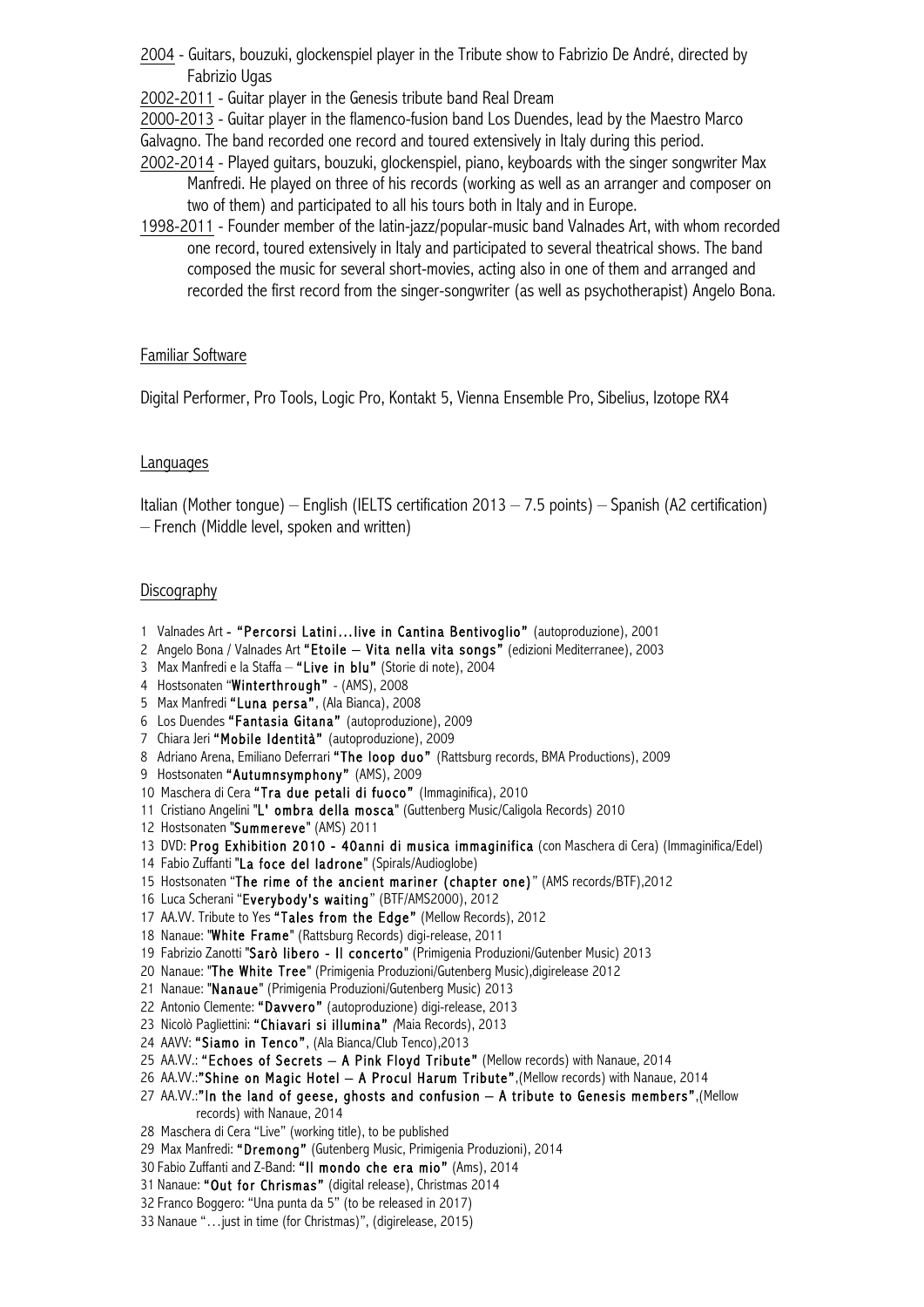2004 - Guitars, bouzuki, glockenspiel player in the Tribute show to Fabrizio De André, directed by Fabrizio Ugas

2002-2011 - Guitar player in the Genesis tribute band Real Dream

2000-2013 - Guitar player in the flamenco-fusion band Los Duendes, lead by the Maestro Marco Galvagno. The band recorded one record and toured extensively in Italy during this period.

2002-2014 - Played guitars, bouzuki, glockenspiel, piano, keyboards with the singer songwriter Max Manfredi. He played on three of his records (working as well as an arranger and composer on two of them) and participated to all his tours both in Italy and in Europe.

1998-2011 - Founder member of the latin-jazz/popular-music band Valnades Art, with whom recorded one record, toured extensively in Italy and participated to several theatrical shows. The band composed the music for several short-movies, acting also in one of them and arranged and recorded the first record from the singer-songwriter (as well as psychotherapist) Angelo Bona.

## Familiar Software

Digital Performer, Pro Tools, Logic Pro, Kontakt 5, Vienna Ensemble Pro, Sibelius, Izotope RX4

## Languages

Italian (Mother tongue) – English (IELTS certification 2013 – 7.5 points) – Spanish (A2 certification) – French (Middle level, spoken and written)

## Discography

1 Valnades Art - **"Percorsi Latini…live in Cantina Bentivoglio"** (autoproduzione), 2001
2 Angelo Bona / Valnades Art **"Etoile – Vita nella vita songs"** (edizioni Mediterranee), 2003
3 Max Manfredi e la Staffa – **"Live in blu"** (Storie di note), 2004
4 Hostsonaten "**Winterthrough**" - (AMS), 2008
5 Max Manfredi **"Luna persa"**, (Ala Bianca), 2008
6 Los Duendes **"Fantasia Gitana"** (autoproduzione), 2009
7 Chiara Jeri **"Mobile Identità"** (autoproduzione), 2009
8 Adriano Arena, Emiliano Deferrari **"The loop duo"** (Rattsburg records, BMA Productions), 2009
9 Hostsonaten **"Autumnsymphony"** (AMS), 2009
10 Maschera di Cera **"Tra due petali di fuoco"** (Immaginifica), 2010
11 Cristiano Angelini "**L' ombra della mosca**" (Guttenberg Music/Caligola Records) 2010
12 Hostsonaten "**Summereve**" (AMS) 2011
13 DVD: **Prog Exhibition 2010 - 40anni di musica immaginifica** (con Maschera di Cera) (Immaginifica/Edel)
14 Fabio Zuffanti "**La foce del ladrone**" (Spirals/Audioglobe)
15 Hostsonaten "**The rime of the ancient mariner (chapter one)**" (AMS records/BTF),2012
16 Luca Scherani "**Everybody's waiting**" (BTF/AMS2000), 2012
17 AA.VV. Tribute to Yes **"Tales from the Edge"** (Mellow Records), 2012
18 Nanaue: "**White Frame**" (Rattsburg Records) digi-release, 2011
19 Fabrizio Zanotti "**Sarò libero - Il concerto**" (Primigenia Produzioni/Gutenber Music) 2013
20 Nanaue: "**The White Tree**" (Primigenia Produzioni/Gutenberg Music),digirelease 2012
21 Nanaue: "**Nanaue**" (Primigenia Produzioni/Gutenberg Music) 2013
22 Antonio Clemente: **"Davvero"** (autoproduzione) digi-release, 2013
23 Nicolò Pagliettini: **"Chiavari si illumina"** (Maia Records), 2013
24 AAVV: **"Siamo in Tenco"**, (Ala Bianca/Club Tenco),2013
25 AA.VV.: **"Echoes of Secrets – A Pink Floyd Tribute"** (Mellow records) with Nanaue, 2014
26 AA.VV.:**"Shine on Magic Hotel – A Procul Harum Tribute"**,(Mellow records) with Nanaue, 2014
27 AA.VV.:**"In the land of geese, ghosts and confusion – A tribute to Genesis members"**,(Mellow records) with Nanaue, 2014
28 Maschera di Cera "Live" (working title), to be published
29 Max Manfredi: **"Dremong"** (Gutenberg Music, Primigenia Produzioni), 2014
30 Fabio Zuffanti and Z-Band: **"Il mondo che era mio"** (Ams), 2014
31 Nanaue: **"Out for Chrismas"** (digital release), Christmas 2014
32 Franco Boggero: "Una punta da 5" (to be released in 2017)
33 Nanaue "…just in time (for Christmas)", (digirelease, 2015)